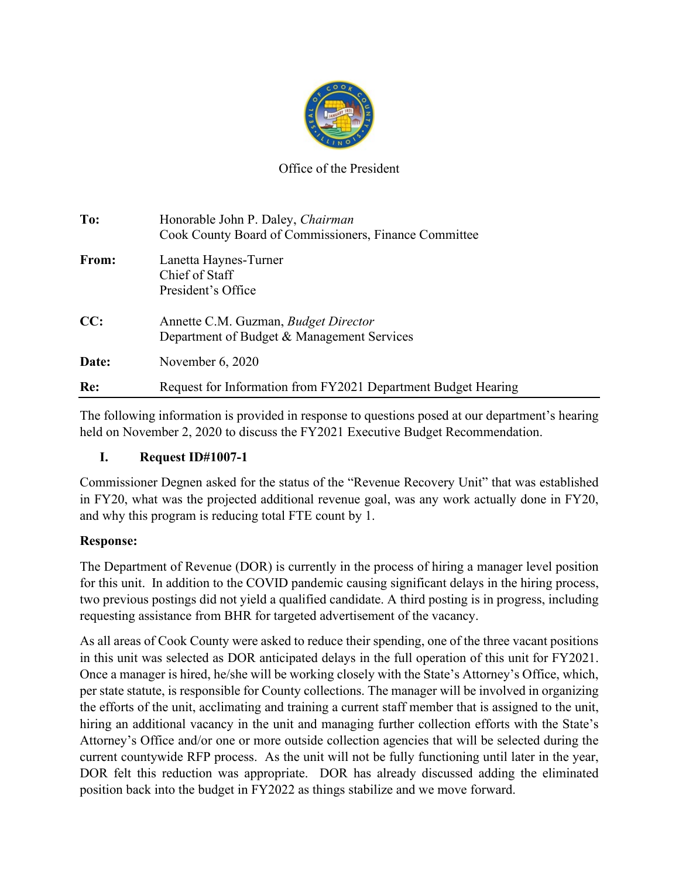Office of the President

| | |
|---|---|
| **To:** | Honorable John P. Daley, *Chairman*<br>Cook County Board of Commissioners, Finance Committee |
| **From:** | Lanetta Haynes-Turner<br>Chief of Staff<br>President's Office |
| **CC:** | Annette C.M. Guzman, *Budget Director*<br>Department of Budget & Management Services |
| **Date:** | November 6, 2020 |
| **Re:** | Request for Information from FY2021 Department Budget Hearing |

The following information is provided in response to questions posed at our department's hearing held on November 2, 2020 to discuss the FY2021 Executive Budget Recommendation.

## I. Request ID#1007-1

Commissioner Degnen asked for the status of the "Revenue Recovery Unit" that was established in FY20, what was the projected additional revenue goal, was any work actually done in FY20, and why this program is reducing total FTE count by 1.

**Response:**

The Department of Revenue (DOR) is currently in the process of hiring a manager level position for this unit. In addition to the COVID pandemic causing significant delays in the hiring process, two previous postings did not yield a qualified candidate. A third posting is in progress, including requesting assistance from BHR for targeted advertisement of the vacancy.

As all areas of Cook County were asked to reduce their spending, one of the three vacant positions in this unit was selected as DOR anticipated delays in the full operation of this unit for FY2021. Once a manager is hired, he/she will be working closely with the State's Attorney's Office, which, per state statute, is responsible for County collections. The manager will be involved in organizing the efforts of the unit, acclimating and training a current staff member that is assigned to the unit, hiring an additional vacancy in the unit and managing further collection efforts with the State's Attorney's Office and/or one or more outside collection agencies that will be selected during the current countywide RFP process. As the unit will not be fully functioning until later in the year, DOR felt this reduction was appropriate. DOR has already discussed adding the eliminated position back into the budget in FY2022 as things stabilize and we move forward.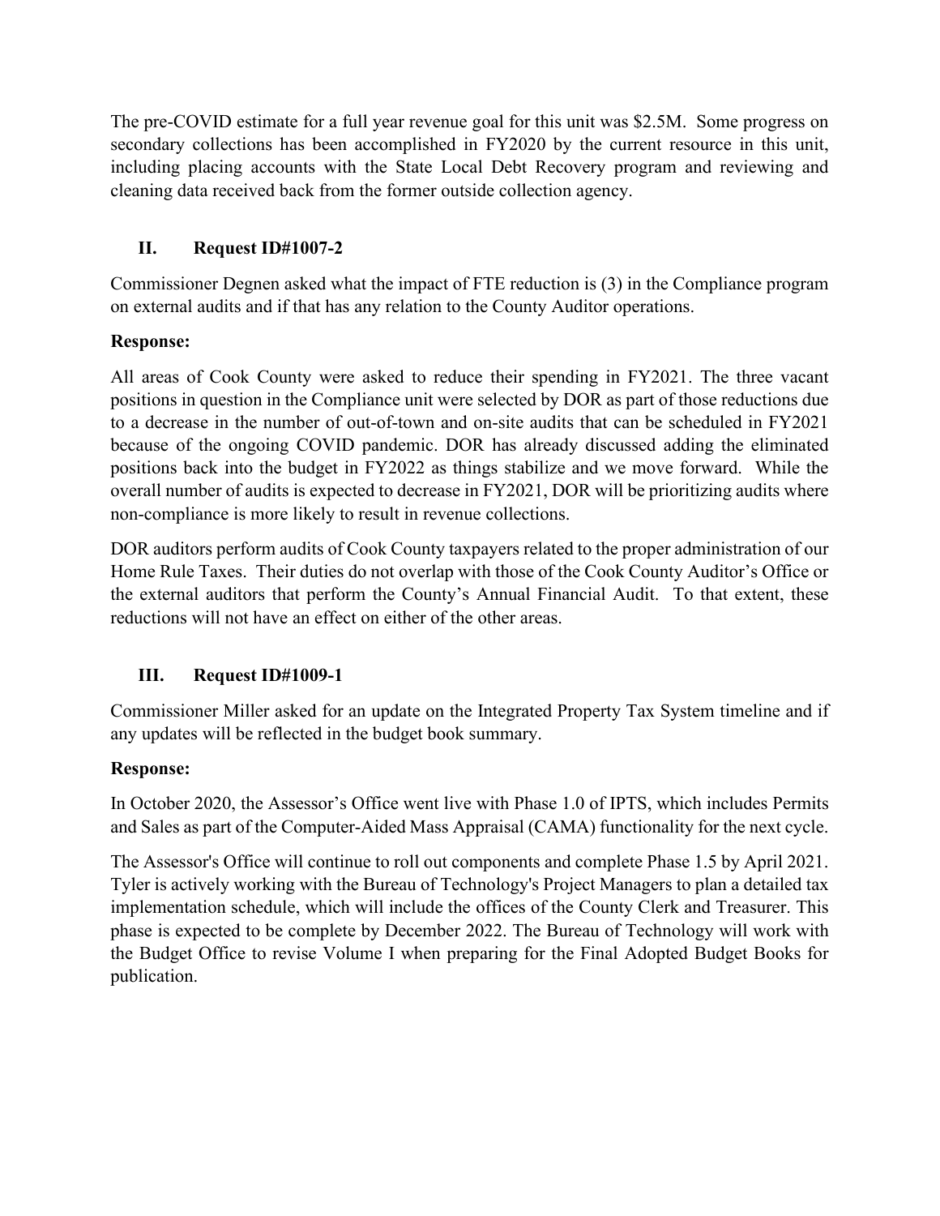The pre-COVID estimate for a full year revenue goal for this unit was $2.5M. Some progress on secondary collections has been accomplished in FY2020 by the current resource in this unit, including placing accounts with the State Local Debt Recovery program and reviewing and cleaning data received back from the former outside collection agency.

## II. Request ID#1007-2

Commissioner Degnen asked what the impact of FTE reduction is (3) in the Compliance program on external audits and if that has any relation to the County Auditor operations.

**Response:**

All areas of Cook County were asked to reduce their spending in FY2021. The three vacant positions in question in the Compliance unit were selected by DOR as part of those reductions due to a decrease in the number of out-of-town and on-site audits that can be scheduled in FY2021 because of the ongoing COVID pandemic. DOR has already discussed adding the eliminated positions back into the budget in FY2022 as things stabilize and we move forward. While the overall number of audits is expected to decrease in FY2021, DOR will be prioritizing audits where non-compliance is more likely to result in revenue collections.

DOR auditors perform audits of Cook County taxpayers related to the proper administration of our Home Rule Taxes. Their duties do not overlap with those of the Cook County Auditor's Office or the external auditors that perform the County's Annual Financial Audit. To that extent, these reductions will not have an effect on either of the other areas.

## III. Request ID#1009-1

Commissioner Miller asked for an update on the Integrated Property Tax System timeline and if any updates will be reflected in the budget book summary.

**Response:**

In October 2020, the Assessor's Office went live with Phase 1.0 of IPTS, which includes Permits and Sales as part of the Computer-Aided Mass Appraisal (CAMA) functionality for the next cycle.

The Assessor's Office will continue to roll out components and complete Phase 1.5 by April 2021. Tyler is actively working with the Bureau of Technology's Project Managers to plan a detailed tax implementation schedule, which will include the offices of the County Clerk and Treasurer. This phase is expected to be complete by December 2022. The Bureau of Technology will work with the Budget Office to revise Volume I when preparing for the Final Adopted Budget Books for publication.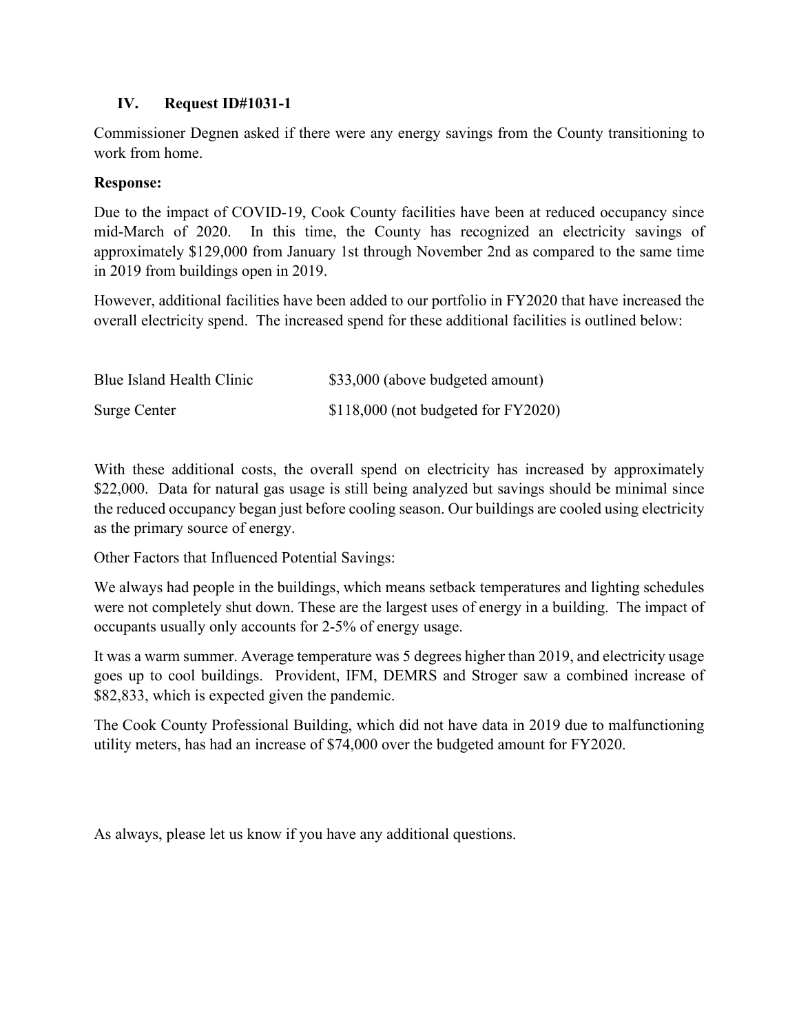## IV. Request ID#1031-1

Commissioner Degnen asked if there were any energy savings from the County transitioning to work from home.

**Response:**

Due to the impact of COVID-19, Cook County facilities have been at reduced occupancy since mid-March of 2020. In this time, the County has recognized an electricity savings of approximately $129,000 from January 1st through November 2nd as compared to the same time in 2019 from buildings open in 2019.

However, additional facilities have been added to our portfolio in FY2020 that have increased the overall electricity spend. The increased spend for these additional facilities is outlined below:

| | |
|---|---|
| Blue Island Health Clinic | $33,000 (above budgeted amount) |
| Surge Center | $118,000 (not budgeted for FY2020) |

With these additional costs, the overall spend on electricity has increased by approximately $22,000. Data for natural gas usage is still being analyzed but savings should be minimal since the reduced occupancy began just before cooling season. Our buildings are cooled using electricity as the primary source of energy.

Other Factors that Influenced Potential Savings:

We always had people in the buildings, which means setback temperatures and lighting schedules were not completely shut down. These are the largest uses of energy in a building. The impact of occupants usually only accounts for 2-5% of energy usage.

It was a warm summer. Average temperature was 5 degrees higher than 2019, and electricity usage goes up to cool buildings. Provident, IFM, DEMRS and Stroger saw a combined increase of $82,833, which is expected given the pandemic.

The Cook County Professional Building, which did not have data in 2019 due to malfunctioning utility meters, has had an increase of $74,000 over the budgeted amount for FY2020.

As always, please let us know if you have any additional questions.